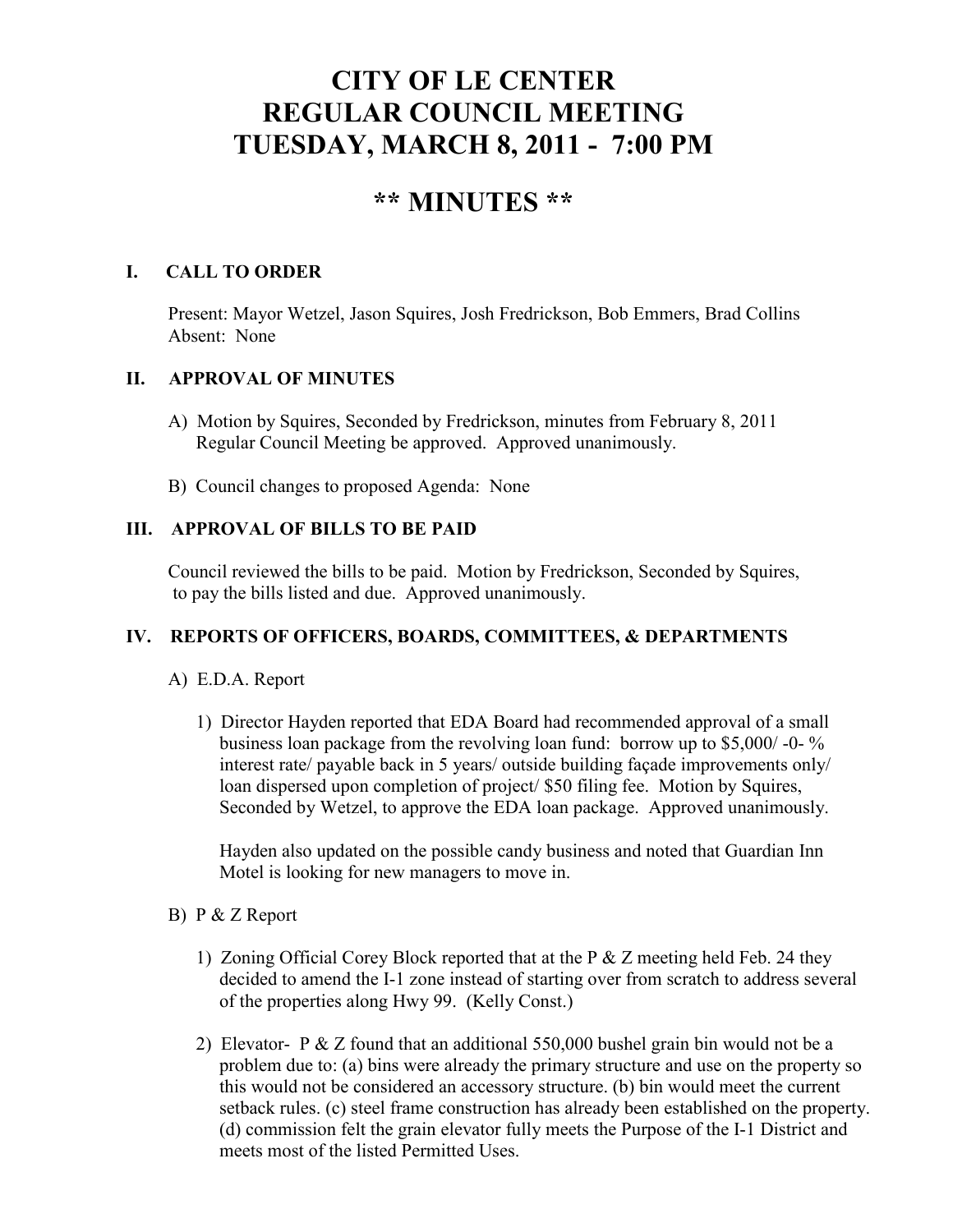# CITY OF LE CENTER
# REGULAR COUNCIL MEETING
# TUESDAY, MARCH 8, 2011 - 7:00 PM

## ** MINUTES **

### I. CALL TO ORDER

Present: Mayor Wetzel, Jason Squires, Josh Fredrickson, Bob Emmers, Brad Collins
Absent: None

### II. APPROVAL OF MINUTES

A) Motion by Squires, Seconded by Fredrickson, minutes from February 8, 2011 Regular Council Meeting be approved. Approved unanimously.

B) Council changes to proposed Agenda: None

### III. APPROVAL OF BILLS TO BE PAID

Council reviewed the bills to be paid. Motion by Fredrickson, Seconded by Squires, to pay the bills listed and due. Approved unanimously.

### IV. REPORTS OF OFFICERS, BOARDS, COMMITTEES, & DEPARTMENTS

A) E.D.A. Report

1) Director Hayden reported that EDA Board had recommended approval of a small business loan package from the revolving loan fund: borrow up to $5,000/ -0- % interest rate/ payable back in 5 years/ outside building façade improvements only/ loan dispersed upon completion of project/ $50 filing fee. Motion by Squires, Seconded by Wetzel, to approve the EDA loan package. Approved unanimously.

   Hayden also updated on the possible candy business and noted that Guardian Inn Motel is looking for new managers to move in.

B) P & Z Report

1) Zoning Official Corey Block reported that at the P & Z meeting held Feb. 24 they decided to amend the I-1 zone instead of starting over from scratch to address several of the properties along Hwy 99. (Kelly Const.)

2) Elevator- P & Z found that an additional 550,000 bushel grain bin would not be a problem due to: (a) bins were already the primary structure and use on the property so this would not be considered an accessory structure. (b) bin would meet the current setback rules. (c) steel frame construction has already been established on the property. (d) commission felt the grain elevator fully meets the Purpose of the I-1 District and meets most of the listed Permitted Uses.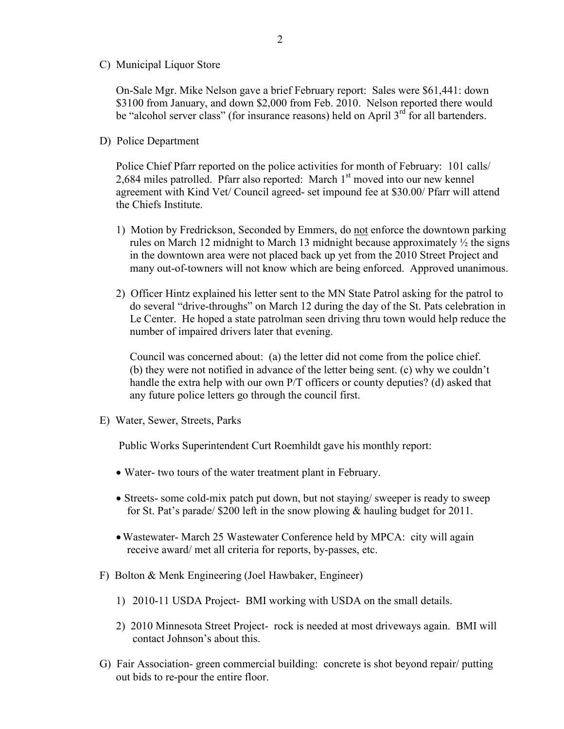C) Municipal Liquor Store

On-Sale Mgr. Mike Nelson gave a brief February report: Sales were $61,441: down $3100 from January, and down $2,000 from Feb. 2010. Nelson reported there would be "alcohol server class" (for insurance reasons) held on April 3rd for all bartenders.

D) Police Department

Police Chief Pfarr reported on the police activities for month of February: 101 calls/ 2,684 miles patrolled. Pfarr also reported: March 1st moved into our new kennel agreement with Kind Vet/ Council agreed- set impound fee at $30.00/ Pfarr will attend the Chiefs Institute.

1) Motion by Fredrickson, Seconded by Emmers, do <u>not</u> enforce the downtown parking rules on March 12 midnight to March 13 midnight because approximately ½ the signs in the downtown area were not placed back up yet from the 2010 Street Project and many out-of-towners will not know which are being enforced. Approved unanimous.

2) Officer Hintz explained his letter sent to the MN State Patrol asking for the patrol to do several "drive-throughs" on March 12 during the day of the St. Pats celebration in Le Center. He hoped a state patrolman seen driving thru town would help reduce the number of impaired drivers later that evening.

   Council was concerned about: (a) the letter did not come from the police chief. (b) they were not notified in advance of the letter being sent. (c) why we couldn't handle the extra help with our own P/T officers or county deputies? (d) asked that any future police letters go through the council first.

E) Water, Sewer, Streets, Parks

Public Works Superintendent Curt Roemhildt gave his monthly report:

- Water- two tours of the water treatment plant in February.
- Streets- some cold-mix patch put down, but not staying/ sweeper is ready to sweep for St. Pat's parade/ $200 left in the snow plowing & hauling budget for 2011.
- Wastewater- March 25 Wastewater Conference held by MPCA: city will again receive award/ met all criteria for reports, by-passes, etc.

F) Bolton & Menk Engineering (Joel Hawbaker, Engineer)

1) 2010-11 USDA Project- BMI working with USDA on the small details.
2) 2010 Minnesota Street Project- rock is needed at most driveways again. BMI will contact Johnson's about this.

G) Fair Association- green commercial building: concrete is shot beyond repair/ putting out bids to re-pour the entire floor.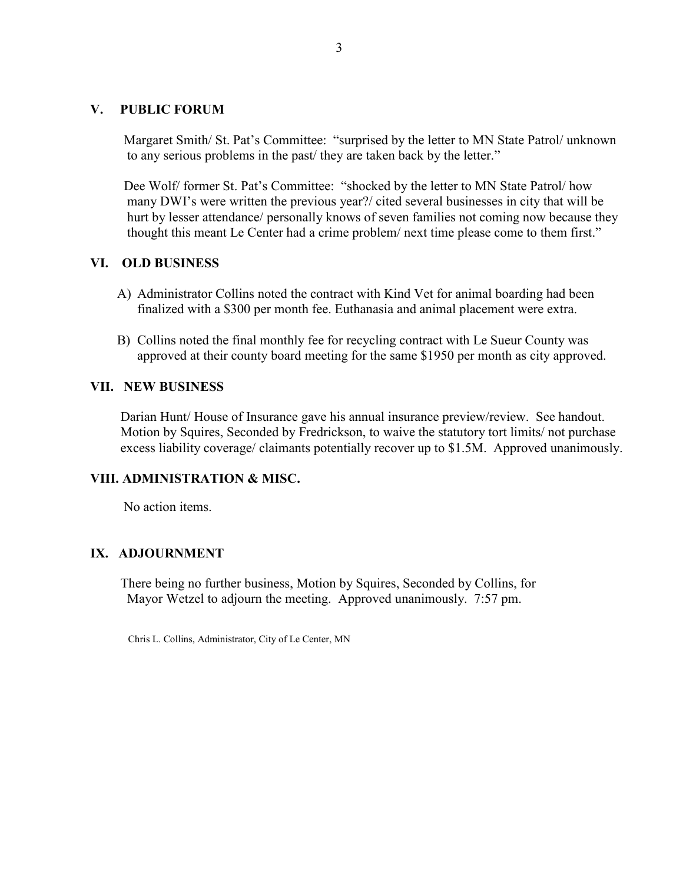## V. PUBLIC FORUM

Margaret Smith/ St. Pat's Committee: "surprised by the letter to MN State Patrol/ unknown to any serious problems in the past/ they are taken back by the letter."

Dee Wolf/ former St. Pat's Committee: "shocked by the letter to MN State Patrol/ how many DWI's were written the previous year?/ cited several businesses in city that will be hurt by lesser attendance/ personally knows of seven families not coming now because they thought this meant Le Center had a crime problem/ next time please come to them first."

## VI. OLD BUSINESS

A) Administrator Collins noted the contract with Kind Vet for animal boarding had been finalized with a $300 per month fee. Euthanasia and animal placement were extra.

B) Collins noted the final monthly fee for recycling contract with Le Sueur County was approved at their county board meeting for the same $1950 per month as city approved.

## VII. NEW BUSINESS

Darian Hunt/ House of Insurance gave his annual insurance preview/review. See handout. Motion by Squires, Seconded by Fredrickson, to waive the statutory tort limits/ not purchase excess liability coverage/ claimants potentially recover up to $1.5M. Approved unanimously.

## VIII. ADMINISTRATION & MISC.

No action items.

## IX. ADJOURNMENT

There being no further business, Motion by Squires, Seconded by Collins, for Mayor Wetzel to adjourn the meeting. Approved unanimously. 7:57 pm.

Chris L. Collins, Administrator, City of Le Center, MN